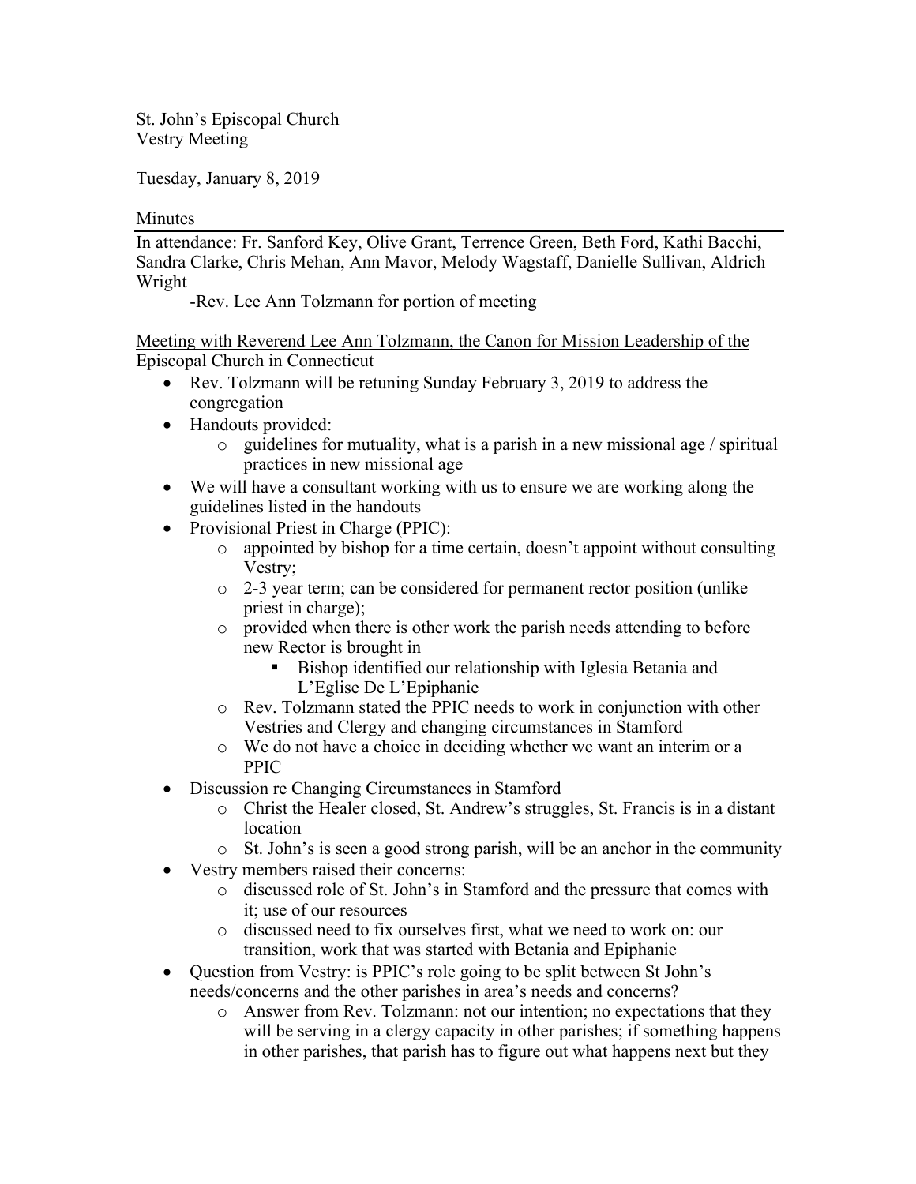St. John's Episcopal Church
Vestry Meeting

Tuesday, January 8, 2019

Minutes

In attendance: Fr. Sanford Key, Olive Grant, Terrence Green, Beth Ford, Kathi Bacchi, Sandra Clarke, Chris Mehan, Ann Mavor, Melody Wagstaff, Danielle Sullivan, Aldrich Wright

-Rev. Lee Ann Tolzmann for portion of meeting

<u>Meeting with Reverend Lee Ann Tolzmann, the Canon for Mission Leadership of the Episcopal Church in Connecticut</u>

- Rev. Tolzmann will be retuning Sunday February 3, 2019 to address the congregation
- Handouts provided:
  - guidelines for mutuality, what is a parish in a new missional age / spiritual practices in new missional age
- We will have a consultant working with us to ensure we are working along the guidelines listed in the handouts
- Provisional Priest in Charge (PPIC):
  - appointed by bishop for a time certain, doesn't appoint without consulting Vestry;
  - 2-3 year term; can be considered for permanent rector position (unlike priest in charge);
  - provided when there is other work the parish needs attending to before new Rector is brought in
    - Bishop identified our relationship with Iglesia Betania and L'Eglise De L'Epiphanie
  - Rev. Tolzmann stated the PPIC needs to work in conjunction with other Vestries and Clergy and changing circumstances in Stamford
  - We do not have a choice in deciding whether we want an interim or a PPIC
- Discussion re Changing Circumstances in Stamford
  - Christ the Healer closed, St. Andrew's struggles, St. Francis is in a distant location
  - St. John's is seen a good strong parish, will be an anchor in the community
- Vestry members raised their concerns:
  - discussed role of St. John's in Stamford and the pressure that comes with it; use of our resources
  - discussed need to fix ourselves first, what we need to work on: our transition, work that was started with Betania and Epiphanie
- Question from Vestry: is PPIC's role going to be split between St John's needs/concerns and the other parishes in area's needs and concerns?
  - Answer from Rev. Tolzmann: not our intention; no expectations that they will be serving in a clergy capacity in other parishes; if something happens in other parishes, that parish has to figure out what happens next but they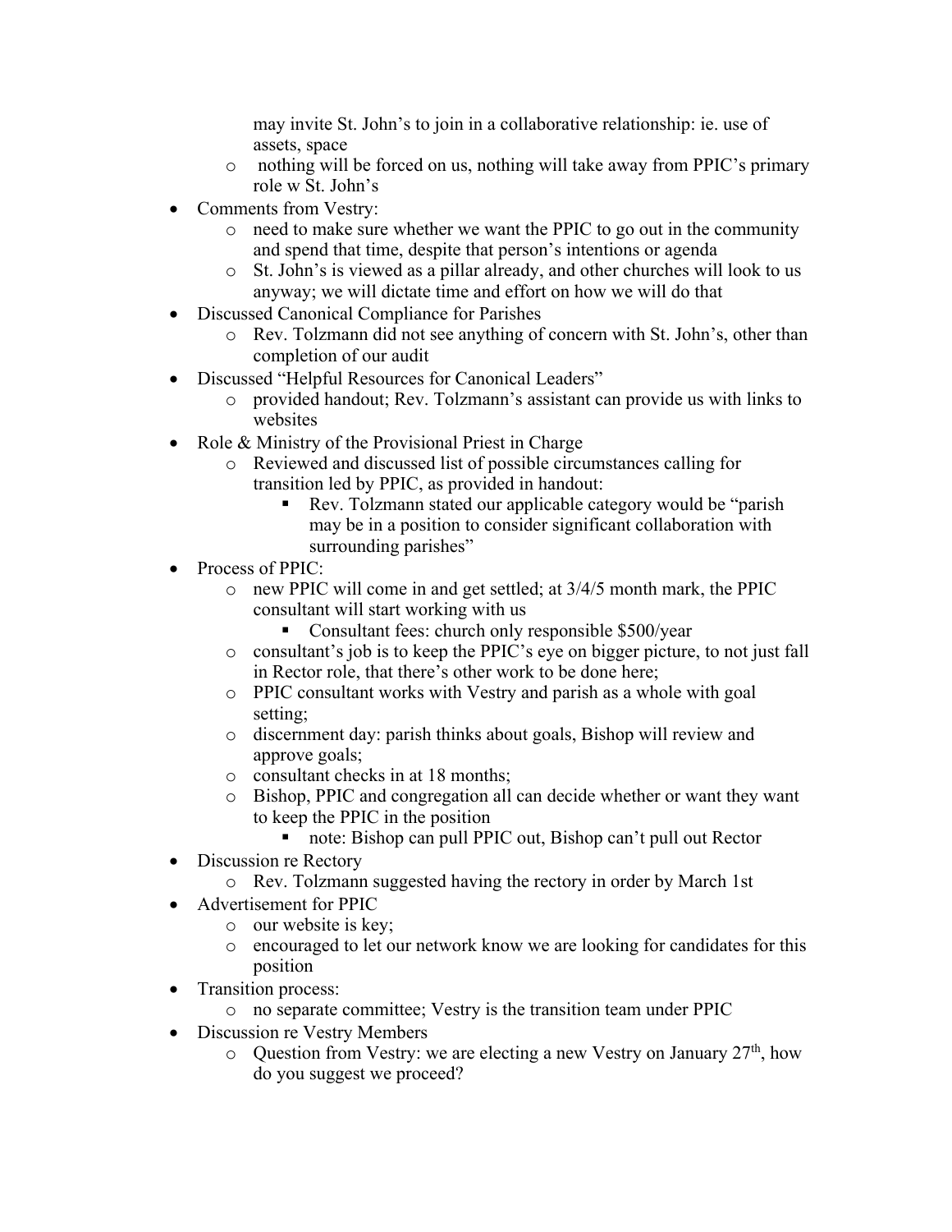may invite St. John's to join in a collaborative relationship: ie. use of assets, space
  - nothing will be forced on us, nothing will take away from PPIC's primary role w St. John's
- Comments from Vestry:
  - need to make sure whether we want the PPIC to go out in the community and spend that time, despite that person's intentions or agenda
  - St. John's is viewed as a pillar already, and other churches will look to us anyway; we will dictate time and effort on how we will do that
- Discussed Canonical Compliance for Parishes
  - Rev. Tolzmann did not see anything of concern with St. John's, other than completion of our audit
- Discussed "Helpful Resources for Canonical Leaders"
  - provided handout; Rev. Tolzmann's assistant can provide us with links to websites
- Role & Ministry of the Provisional Priest in Charge
  - Reviewed and discussed list of possible circumstances calling for transition led by PPIC, as provided in handout:
    - Rev. Tolzmann stated our applicable category would be "parish may be in a position to consider significant collaboration with surrounding parishes"
- Process of PPIC:
  - new PPIC will come in and get settled; at 3/4/5 month mark, the PPIC consultant will start working with us
    - Consultant fees: church only responsible $500/year
  - consultant's job is to keep the PPIC's eye on bigger picture, to not just fall in Rector role, that there's other work to be done here;
  - PPIC consultant works with Vestry and parish as a whole with goal setting;
  - discernment day: parish thinks about goals, Bishop will review and approve goals;
  - consultant checks in at 18 months;
  - Bishop, PPIC and congregation all can decide whether or want they want to keep the PPIC in the position
    - note: Bishop can pull PPIC out, Bishop can't pull out Rector
- Discussion re Rectory
  - Rev. Tolzmann suggested having the rectory in order by March 1st
- Advertisement for PPIC
  - our website is key;
  - encouraged to let our network know we are looking for candidates for this position
- Transition process:
  - no separate committee; Vestry is the transition team under PPIC
- Discussion re Vestry Members
  - Question from Vestry: we are electing a new Vestry on January 27th, how do you suggest we proceed?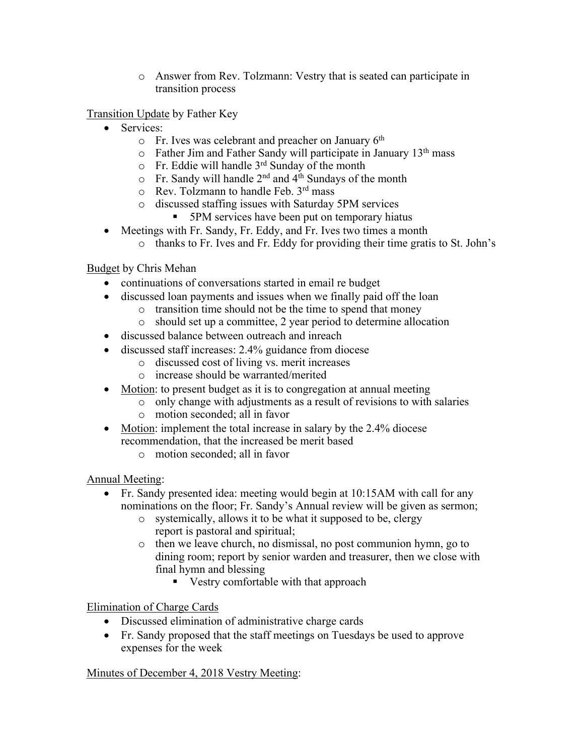- Answer from Rev. Tolzmann: Vestry that is seated can participate in transition process

<u>Transition Update</u> by Father Key

- Services:
  - Fr. Ives was celebrant and preacher on January 6th
  - Father Jim and Father Sandy will participate in January 13th mass
  - Fr. Eddie will handle 3rd Sunday of the month
  - Fr. Sandy will handle 2nd and 4th Sundays of the month
  - Rev. Tolzmann to handle Feb. 3rd mass
  - discussed staffing issues with Saturday 5PM services
    - 5PM services have been put on temporary hiatus
- Meetings with Fr. Sandy, Fr. Eddy, and Fr. Ives two times a month
  - thanks to Fr. Ives and Fr. Eddy for providing their time gratis to St. John's

<u>Budget</u> by Chris Mehan

- continuations of conversations started in email re budget
- discussed loan payments and issues when we finally paid off the loan
  - transition time should not be the time to spend that money
  - should set up a committee, 2 year period to determine allocation
- discussed balance between outreach and inreach
- discussed staff increases: 2.4% guidance from diocese
  - discussed cost of living vs. merit increases
  - increase should be warranted/merited
- <u>Motion</u>: to present budget as it is to congregation at annual meeting
  - only change with adjustments as a result of revisions to with salaries
  - motion seconded; all in favor
- <u>Motion</u>: implement the total increase in salary by the 2.4% diocese recommendation, that the increased be merit based
  - motion seconded; all in favor

<u>Annual Meeting</u>:

- Fr. Sandy presented idea: meeting would begin at 10:15AM with call for any nominations on the floor; Fr. Sandy's Annual review will be given as sermon;
  - systemically, allows it to be what it supposed to be, clergy report is pastoral and spiritual;
  - then we leave church, no dismissal, no post communion hymn, go to dining room; report by senior warden and treasurer, then we close with final hymn and blessing
    - Vestry comfortable with that approach

<u>Elimination of Charge Cards</u>

- Discussed elimination of administrative charge cards
- Fr. Sandy proposed that the staff meetings on Tuesdays be used to approve expenses for the week

<u>Minutes of December 4, 2018 Vestry Meeting</u>: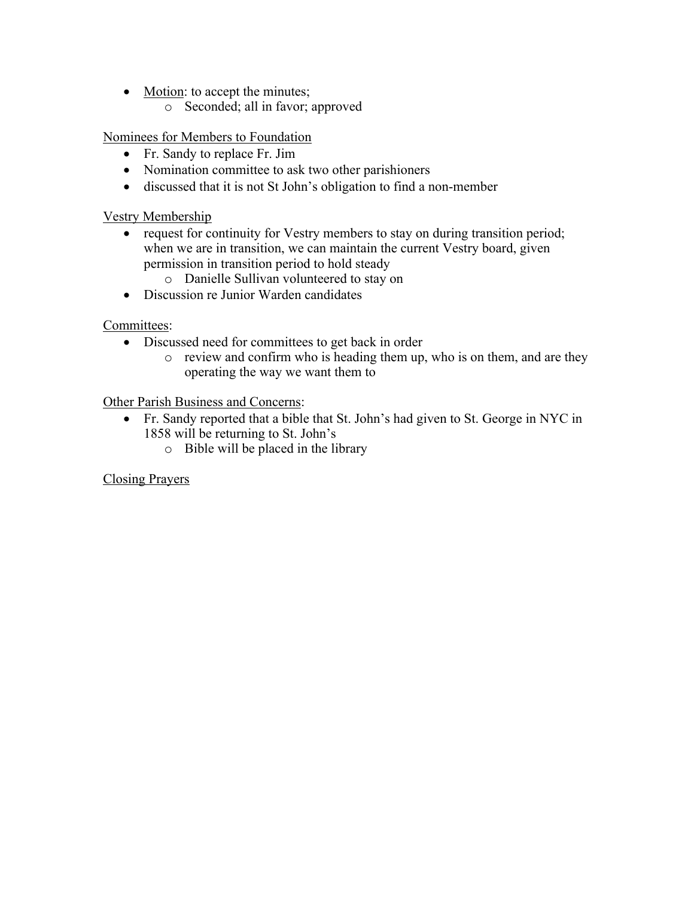- Motion: to accept the minutes;
  - Seconded; all in favor; approved

Nominees for Members to Foundation

- Fr. Sandy to replace Fr. Jim
- Nomination committee to ask two other parishioners
- discussed that it is not St John's obligation to find a non-member

Vestry Membership

- request for continuity for Vestry members to stay on during transition period; when we are in transition, we can maintain the current Vestry board, given permission in transition period to hold steady
  - Danielle Sullivan volunteered to stay on
- Discussion re Junior Warden candidates

Committees:

- Discussed need for committees to get back in order
  - review and confirm who is heading them up, who is on them, and are they operating the way we want them to

Other Parish Business and Concerns:

- Fr. Sandy reported that a bible that St. John's had given to St. George in NYC in 1858 will be returning to St. John's
  - Bible will be placed in the library

Closing Prayers